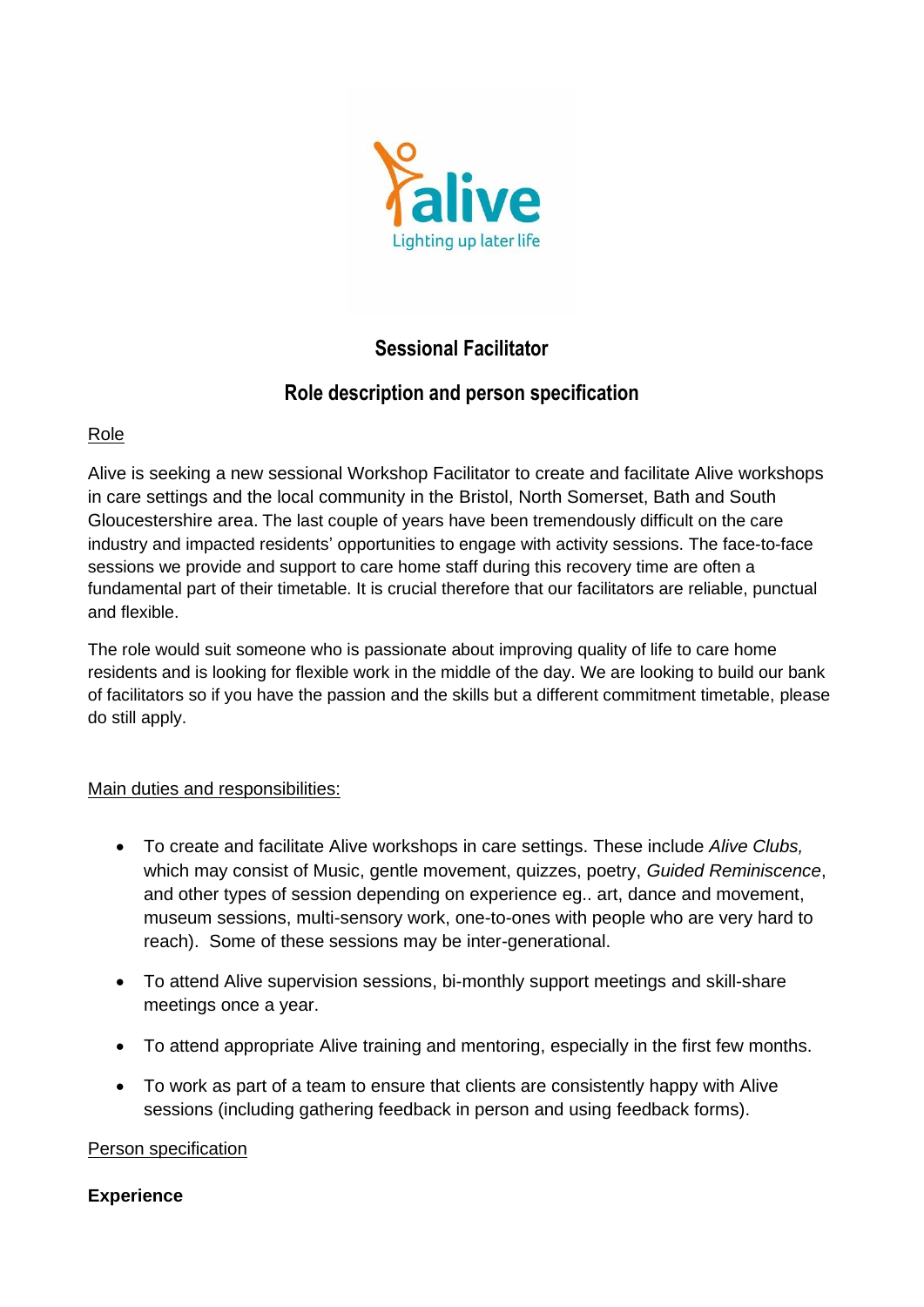alive

Lighting up later life

# Sessional Facilitator

## Role description and person specification

<u>Role</u>

Alive is seeking a new sessional Workshop Facilitator to create and facilitate Alive workshops in care settings and the local community in the Bristol, North Somerset, Bath and South Gloucestershire area. The last couple of years have been tremendously difficult on the care industry and impacted residents' opportunities to engage with activity sessions. The face-to-face sessions we provide and support to care home staff during this recovery time are often a fundamental part of their timetable. It is crucial therefore that our facilitators are reliable, punctual and flexible.

The role would suit someone who is passionate about improving quality of life to care home residents and is looking for flexible work in the middle of the day. We are looking to build our bank of facilitators so if you have the passion and the skills but a different commitment timetable, please do still apply.

<u>Main duties and responsibilities:</u>

- To create and facilitate Alive workshops in care settings. These include *Alive Clubs,* which may consist of Music, gentle movement, quizzes, poetry, *Guided Reminiscence*, and other types of session depending on experience eg.. art, dance and movement, museum sessions, multi-sensory work, one-to-ones with people who are very hard to reach). Some of these sessions may be inter-generational.
- To attend Alive supervision sessions, bi-monthly support meetings and skill-share meetings once a year.
- To attend appropriate Alive training and mentoring, especially in the first few months.
- To work as part of a team to ensure that clients are consistently happy with Alive sessions (including gathering feedback in person and using feedback forms).

<u>Person specification</u>

**Experience**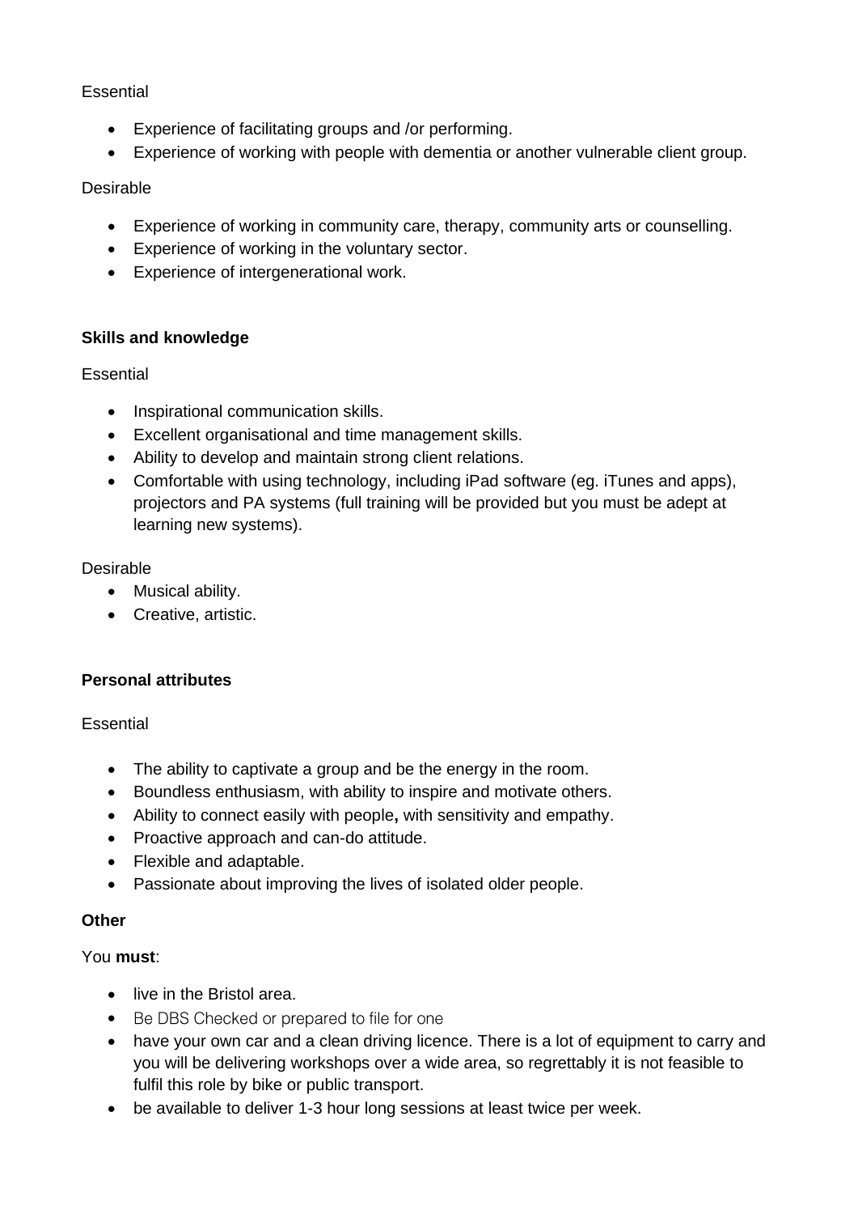Essential

- Experience of facilitating groups and /or performing.
- Experience of working with people with dementia or another vulnerable client group.

Desirable

- Experience of working in community care, therapy, community arts or counselling.
- Experience of working in the voluntary sector.
- Experience of intergenerational work.

**Skills and knowledge**

Essential

- Inspirational communication skills.
- Excellent organisational and time management skills.
- Ability to develop and maintain strong client relations.
- Comfortable with using technology, including iPad software (eg. iTunes and apps), projectors and PA systems (full training will be provided but you must be adept at learning new systems).

Desirable

- Musical ability.
- Creative, artistic.

**Personal attributes**

Essential

- The ability to captivate a group and be the energy in the room.
- Boundless enthusiasm, with ability to inspire and motivate others.
- Ability to connect easily with people**,** with sensitivity and empathy.
- Proactive approach and can-do attitude.
- Flexible and adaptable.
- Passionate about improving the lives of isolated older people.

**Other**

You **must**:

- live in the Bristol area.
- Be DBS Checked or prepared to file for one
- have your own car and a clean driving licence. There is a lot of equipment to carry and you will be delivering workshops over a wide area, so regrettably it is not feasible to fulfil this role by bike or public transport.
- be available to deliver 1-3 hour long sessions at least twice per week.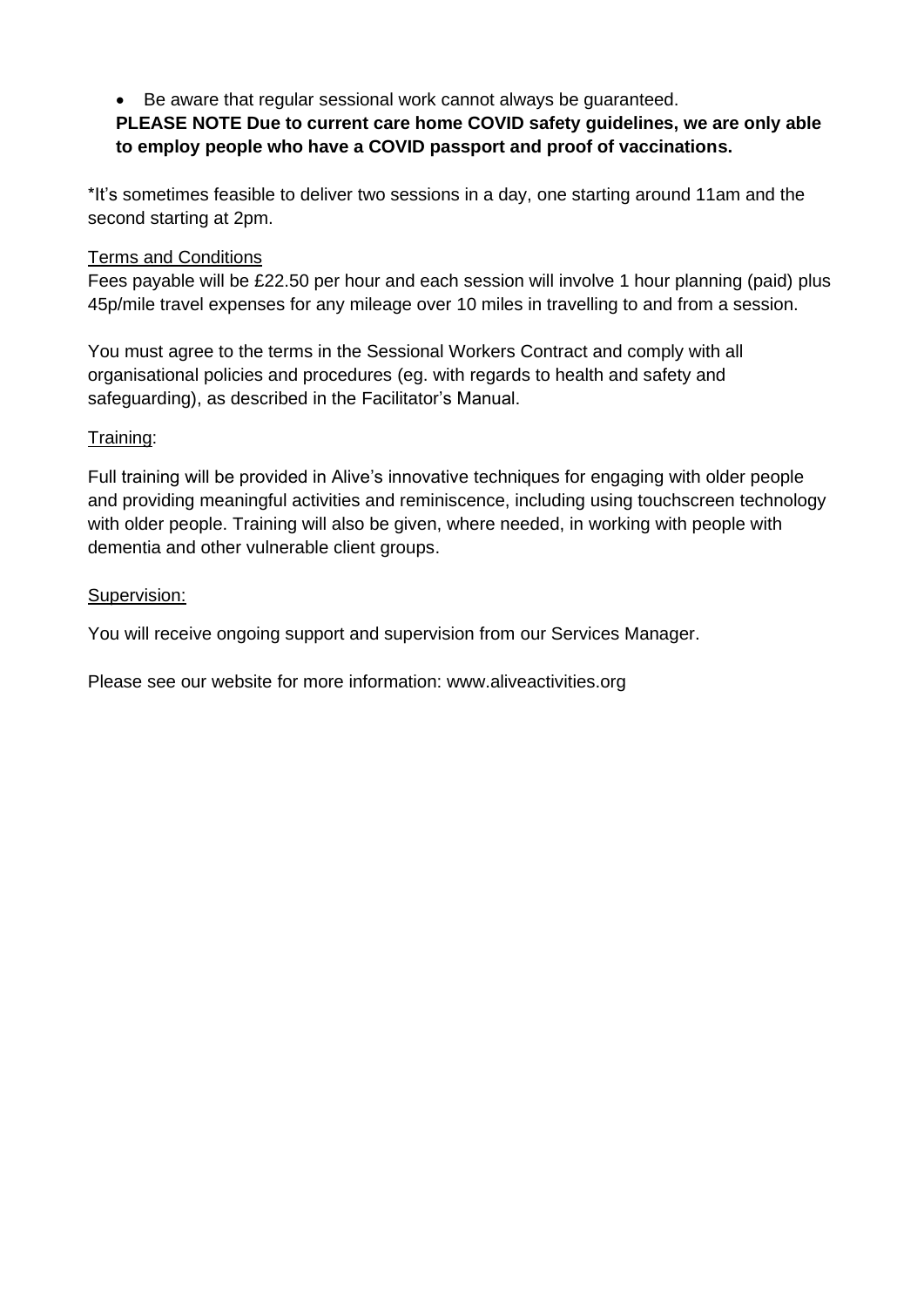- Be aware that regular sessional work cannot always be guaranteed.

**PLEASE NOTE Due to current care home COVID safety guidelines, we are only able to employ people who have a COVID passport and proof of vaccinations.**

*It's sometimes feasible to deliver two sessions in a day, one starting around 11am and the second starting at 2pm.

<u>Terms and Conditions</u>

Fees payable will be £22.50 per hour and each session will involve 1 hour planning (paid) plus 45p/mile travel expenses for any mileage over 10 miles in travelling to and from a session.

You must agree to the terms in the Sessional Workers Contract and comply with all organisational policies and procedures (eg. with regards to health and safety and safeguarding), as described in the Facilitator's Manual.

<u>Training</u>:

Full training will be provided in Alive's innovative techniques for engaging with older people and providing meaningful activities and reminiscence, including using touchscreen technology with older people. Training will also be given, where needed, in working with people with dementia and other vulnerable client groups.

<u>Supervision:</u>

You will receive ongoing support and supervision from our Services Manager.

Please see our website for more information: www.aliveactivities.org